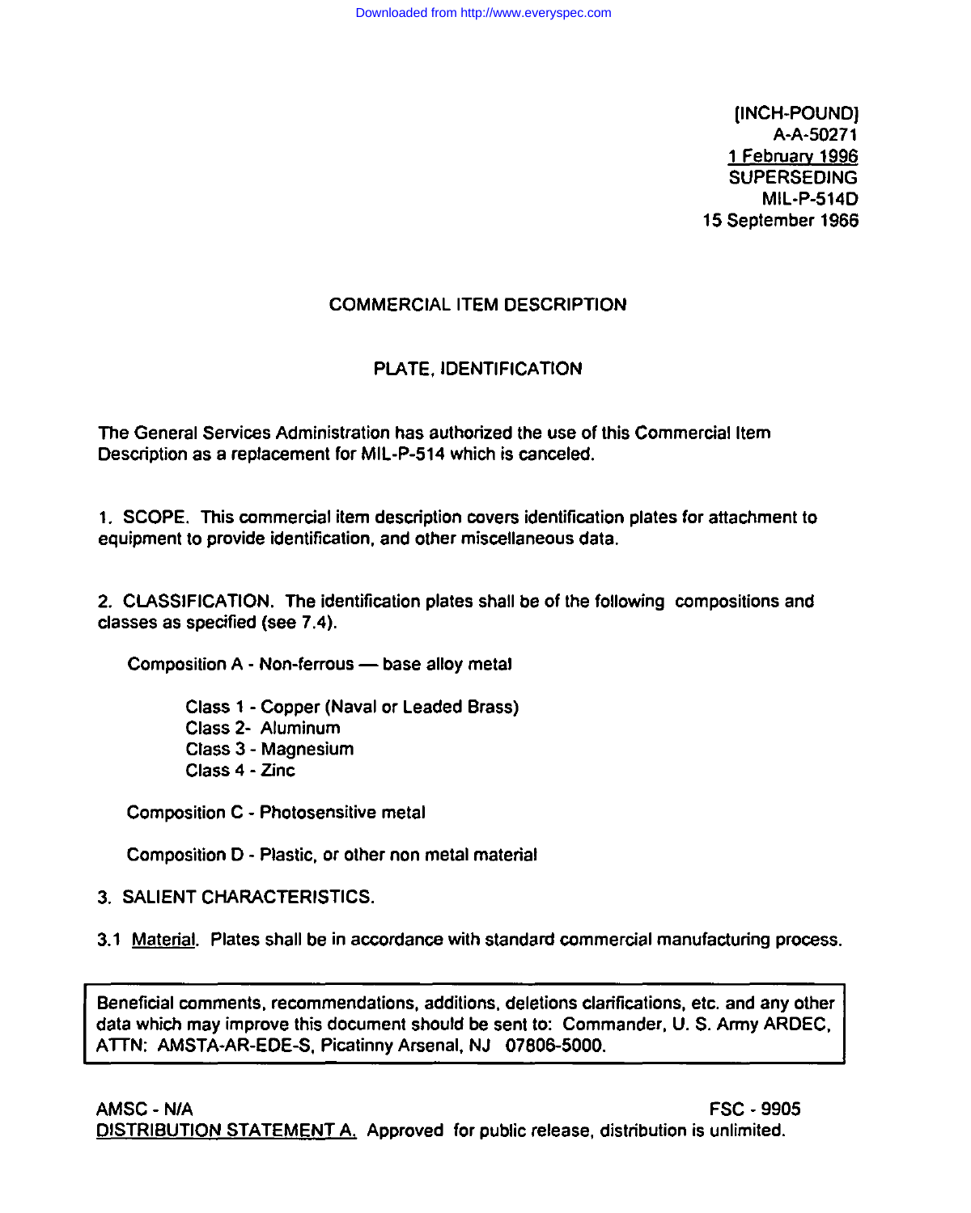[INCH-POUND]
A-A-50271
1 February 1996
SUPERSEDING
MIL-P-514D
15 September 1966

# COMMERCIAL ITEM DESCRIPTION

## PLATE, IDENTIFICATION

The General Services Administration has authorized the use of this Commercial Item Description as a replacement for MIL-P-514 which is canceled.

1. SCOPE. This commercial item description covers identification plates for attachment to equipment to provide identification, and other miscellaneous data.

2. CLASSIFICATION. The identification plates shall be of the following compositions and classes as specified (see 7.4).

Composition A - Non-ferrous — base alloy metal

Class 1 - Copper (Naval or Leaded Brass)
Class 2- Aluminum
Class 3 - Magnesium
Class 4 - Zinc

Composition C - Photosensitive metal

Composition D - Plastic, or other non metal material

3. SALIENT CHARACTERISTICS.

3.1 Material. Plates shall be in accordance with standard commercial manufacturing process.

Beneficial comments, recommendations, additions, deletions clarifications, etc. and any other data which may improve this document should be sent to: Commander, U. S. Army ARDEC, ATTN: AMSTA-AR-EDE-S, Picatinny Arsenal, NJ 07806-5000.

AMSC - N/A FSC - 9905

DISTRIBUTION STATEMENT A. Approved for public release, distribution is unlimited.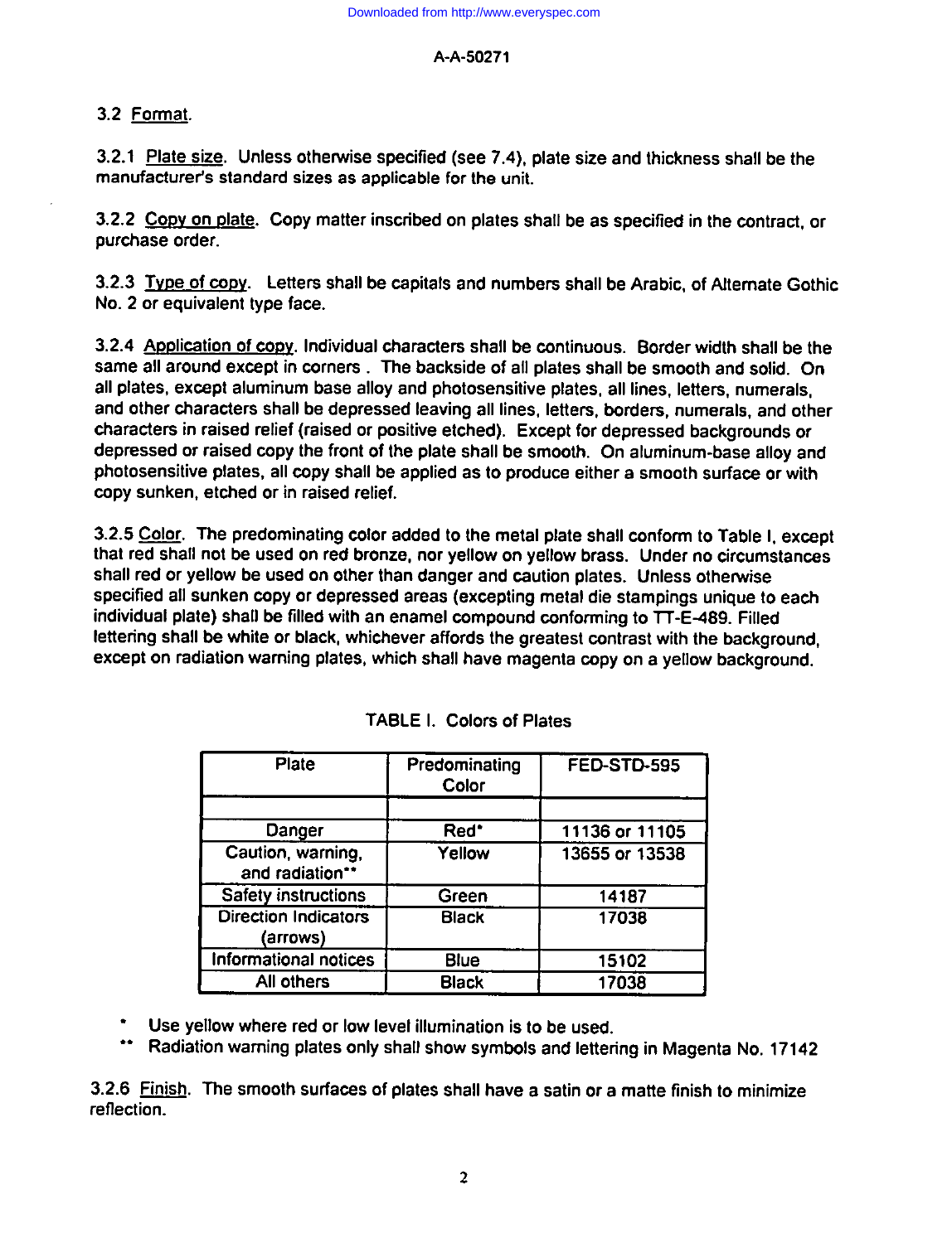### 3.2 Format.

3.2.1 Plate size. Unless otherwise specified (see 7.4), plate size and thickness shall be the manufacturer's standard sizes as applicable for the unit.

3.2.2 Copy on plate. Copy matter inscribed on plates shall be as specified in the contract, or purchase order.

3.2.3 Type of copy. Letters shall be capitals and numbers shall be Arabic, of Alternate Gothic No. 2 or equivalent type face.

3.2.4 Application of copy. Individual characters shall be continuous. Border width shall be the same all around except in corners . The backside of all plates shall be smooth and solid. On all plates, except aluminum base alloy and photosensitive plates, all lines, letters, numerals, and other characters shall be depressed leaving all lines, letters, borders, numerals, and other characters in raised relief (raised or positive etched). Except for depressed backgrounds or depressed or raised copy the front of the plate shall be smooth. On aluminum-base alloy and photosensitive plates, all copy shall be applied as to produce either a smooth surface or with copy sunken, etched or in raised relief.

3.2.5 Color. The predominating color added to the metal plate shall conform to Table I, except that red shall not be used on red bronze, nor yellow on yellow brass. Under no circumstances shall red or yellow be used on other than danger and caution plates. Unless otherwise specified all sunken copy or depressed areas (excepting metal die stampings unique to each individual plate) shall be filled with an enamel compound conforming to TT-E-489. Filled lettering shall be white or black, whichever affords the greatest contrast with the background, except on radiation warning plates, which shall have magenta copy on a yellow background.

TABLE I. Colors of Plates

| Plate | Predominating Color | FED-STD-595 |
|---|---|---|
| | | |
| Danger | Red* | 11136 or 11105 |
| Caution, warning, and radiation** | Yellow | 13655 or 13538 |
| Safety instructions | Green | 14187 |
| Direction Indicators (arrows) | Black | 17038 |
| Informational notices | Blue | 15102 |
| All others | Black | 17038 |

\* Use yellow where red or low level illumination is to be used.

\*\* Radiation warning plates only shall show symbols and lettering in Magenta No. 17142

3.2.6 Finish. The smooth surfaces of plates shall have a satin or a matte finish to minimize reflection.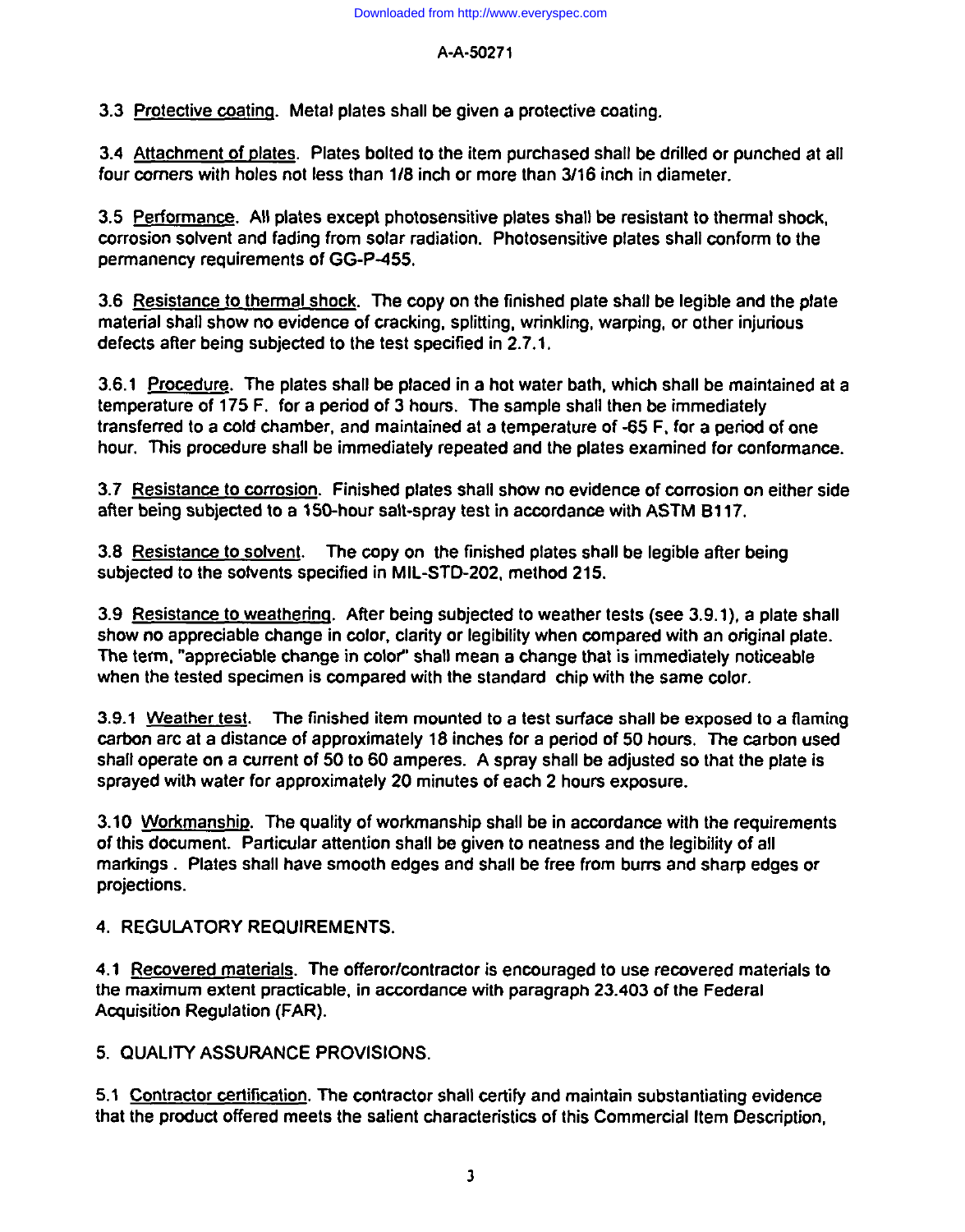3.3 Protective coating. Metal plates shall be given a protective coating.

3.4 Attachment of plates. Plates bolted to the item purchased shall be drilled or punched at all four corners with holes not less than 1/8 inch or more than 3/16 inch in diameter.

3.5 Performance. All plates except photosensitive plates shall be resistant to thermal shock, corrosion solvent and fading from solar radiation. Photosensitive plates shall conform to the permanency requirements of GG-P-455.

3.6 Resistance to thermal shock. The copy on the finished plate shall be legible and the plate material shall show no evidence of cracking, splitting, wrinkling, warping, or other injurious defects after being subjected to the test specified in 2.7.1.

3.6.1 Procedure. The plates shall be placed in a hot water bath, which shall be maintained at a temperature of 175 F. for a period of 3 hours. The sample shall then be immediately transferred to a cold chamber, and maintained at a temperature of -65 F, for a period of one hour. This procedure shall be immediately repeated and the plates examined for conformance.

3.7 Resistance to corrosion. Finished plates shall show no evidence of corrosion on either side after being subjected to a 150-hour salt-spray test in accordance with ASTM B117.

3.8 Resistance to solvent. The copy on the finished plates shall be legible after being subjected to the solvents specified in MIL-STD-202, method 215.

3.9 Resistance to weathering. After being subjected to weather tests (see 3.9.1), a plate shall show no appreciable change in color, clarity or legibility when compared with an original plate. The term, "appreciable change in color" shall mean a change that is immediately noticeable when the tested specimen is compared with the standard chip with the same color.

3.9.1 Weather test. The finished item mounted to a test surface shall be exposed to a flaming carbon arc at a distance of approximately 18 inches for a period of 50 hours. The carbon used shall operate on a current of 50 to 60 amperes. A spray shall be adjusted so that the plate is sprayed with water for approximately 20 minutes of each 2 hours exposure.

3.10 Workmanship. The quality of workmanship shall be in accordance with the requirements of this document. Particular attention shall be given to neatness and the legibility of all markings . Plates shall have smooth edges and shall be free from burrs and sharp edges or projections.

## 4. REGULATORY REQUIREMENTS.

4.1 Recovered materials. The offeror/contractor is encouraged to use recovered materials to the maximum extent practicable, in accordance with paragraph 23.403 of the Federal Acquisition Regulation (FAR).

## 5. QUALITY ASSURANCE PROVISIONS.

5.1 Contractor certification. The contractor shall certify and maintain substantiating evidence that the product offered meets the salient characteristics of this Commercial Item Description,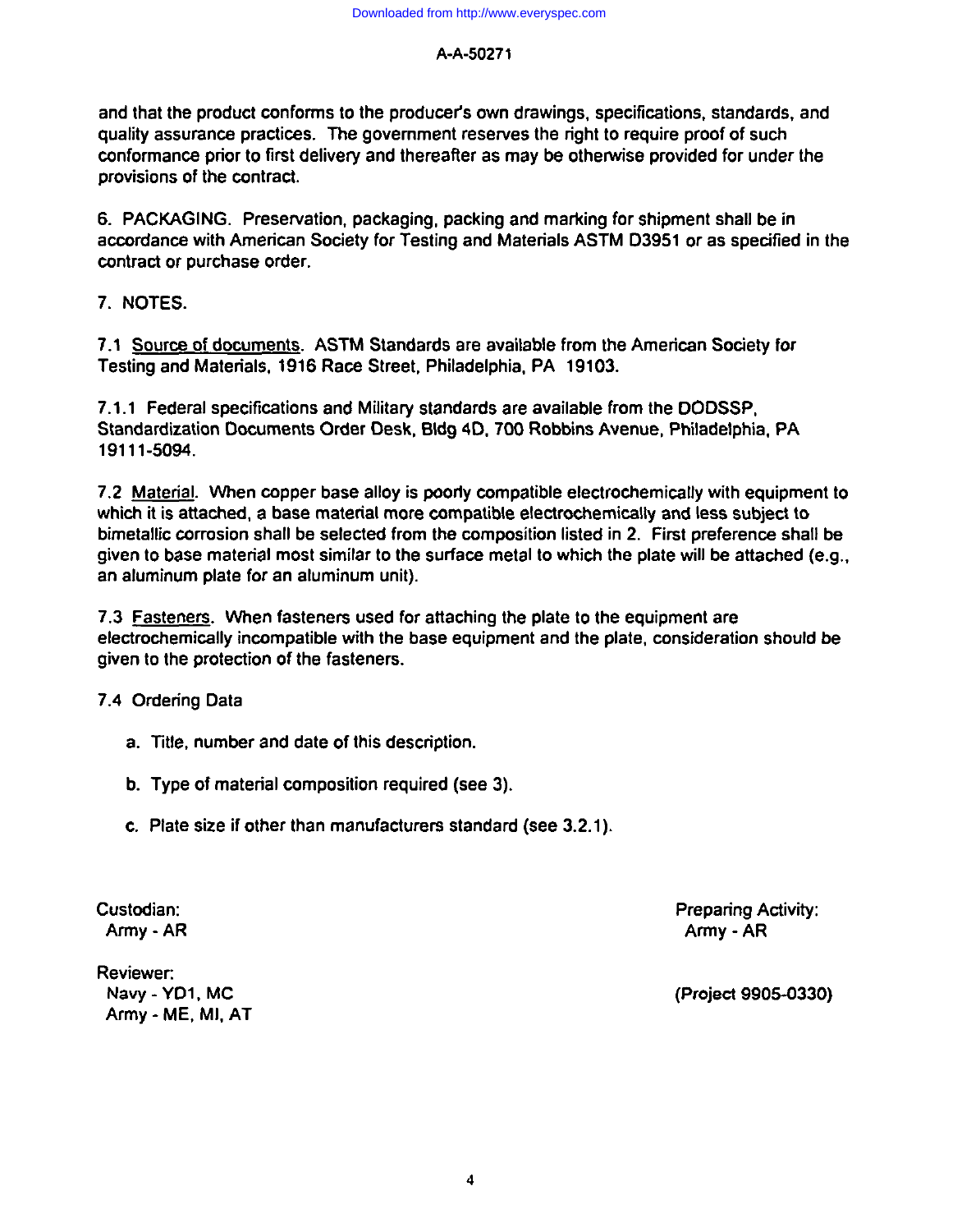and that the product conforms to the producer's own drawings, specifications, standards, and quality assurance practices. The government reserves the right to require proof of such conformance prior to first delivery and thereafter as may be otherwise provided for under the provisions of the contract.

6. PACKAGING. Preservation, packaging, packing and marking for shipment shall be in accordance with American Society for Testing and Materials ASTM D3951 or as specified in the contract or purchase order.

7. NOTES.

7.1 Source of documents. ASTM Standards are available from the American Society for Testing and Materials, 1916 Race Street, Philadelphia, PA 19103.

7.1.1 Federal specifications and Military standards are available from the DODSSP, Standardization Documents Order Desk, Bldg 4D, 700 Robbins Avenue, Philadelphia, PA 19111-5094.

7.2 Material. When copper base alloy is poorly compatible electrochemically with equipment to which it is attached, a base material more compatible electrochemically and less subject to bimetallic corrosion shall be selected from the composition listed in 2. First preference shall be given to base material most similar to the surface metal to which the plate will be attached (e.g., an aluminum plate for an aluminum unit).

7.3 Fasteners. When fasteners used for attaching the plate to the equipment are electrochemically incompatible with the base equipment and the plate, consideration should be given to the protection of the fasteners.

7.4 Ordering Data

a. Title, number and date of this description.

b. Type of material composition required (see 3).

c. Plate size if other than manufacturers standard (see 3.2.1).

Custodian:
Army - AR

Reviewer:
Navy - YD1, MC
Army - ME, MI, AT

Preparing Activity:
Army - AR

(Project 9905-0330)